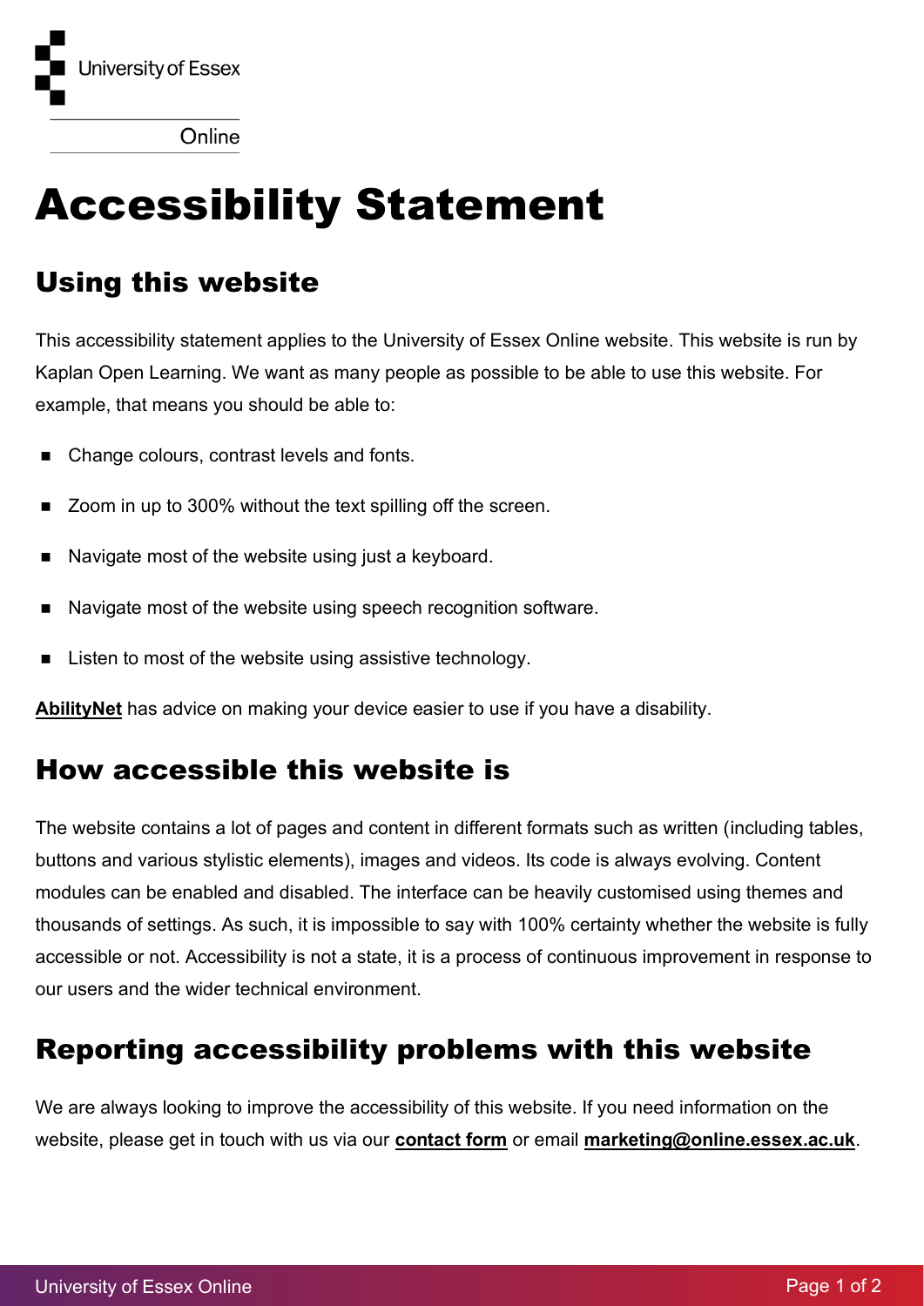University of Essex

Online

# Accessibility Statement

## Using this website

This accessibility statement applies to the University of Essex Online website. This website is run by Kaplan Open Learning. We want as many people as possible to be able to use this website. For example, that means you should be able to:

- Change colours, contrast levels and fonts.
- Zoom in up to 300% without the text spilling off the screen.
- Navigate most of the website using just a keyboard.
- Navigate most of the website using speech recognition software.
- Listen to most of the website using assistive technology.

**AbilityNet** has advice on making your device easier to use if you have a disability.

## How accessible this website is

The website contains a lot of pages and content in different formats such as written (including tables, buttons and various stylistic elements), images and videos. Its code is always evolving. Content modules can be enabled and disabled. The interface can be heavily customised using themes and thousands of settings. As such, it is impossible to say with 100% certainty whether the website is fully accessible or not. Accessibility is not a state, it is a process of continuous improvement in response to our users and the wider technical environment.

## Reporting accessibility problems with this website

We are always looking to improve the accessibility of this website. If you need information on the website, please get in touch with us via our **contact form** or email **marketing@online.essex.ac.uk**.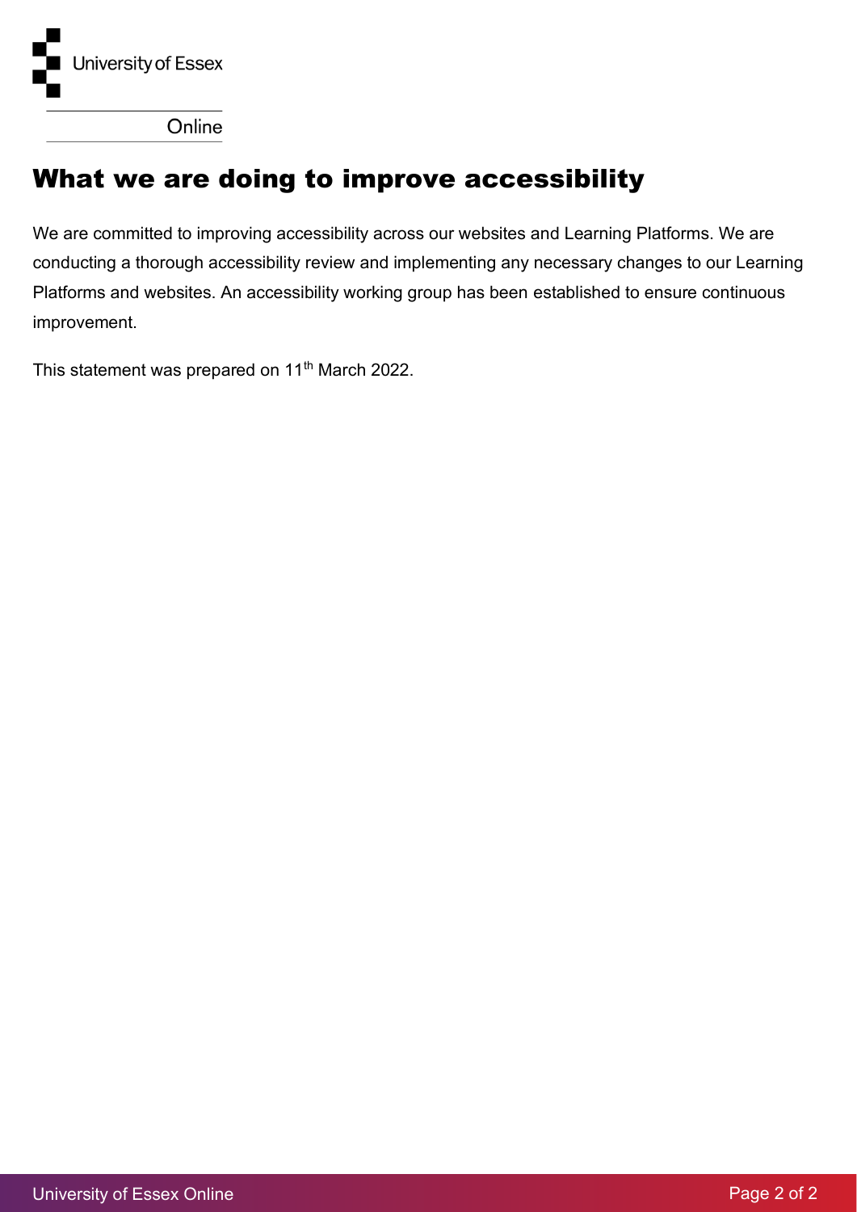## What we are doing to improve accessibility

We are committed to improving accessibility across our websites and Learning Platforms. We are conducting a thorough accessibility review and implementing any necessary changes to our Learning Platforms and websites. An accessibility working group has been established to ensure continuous improvement.

This statement was prepared on 11th March 2022.